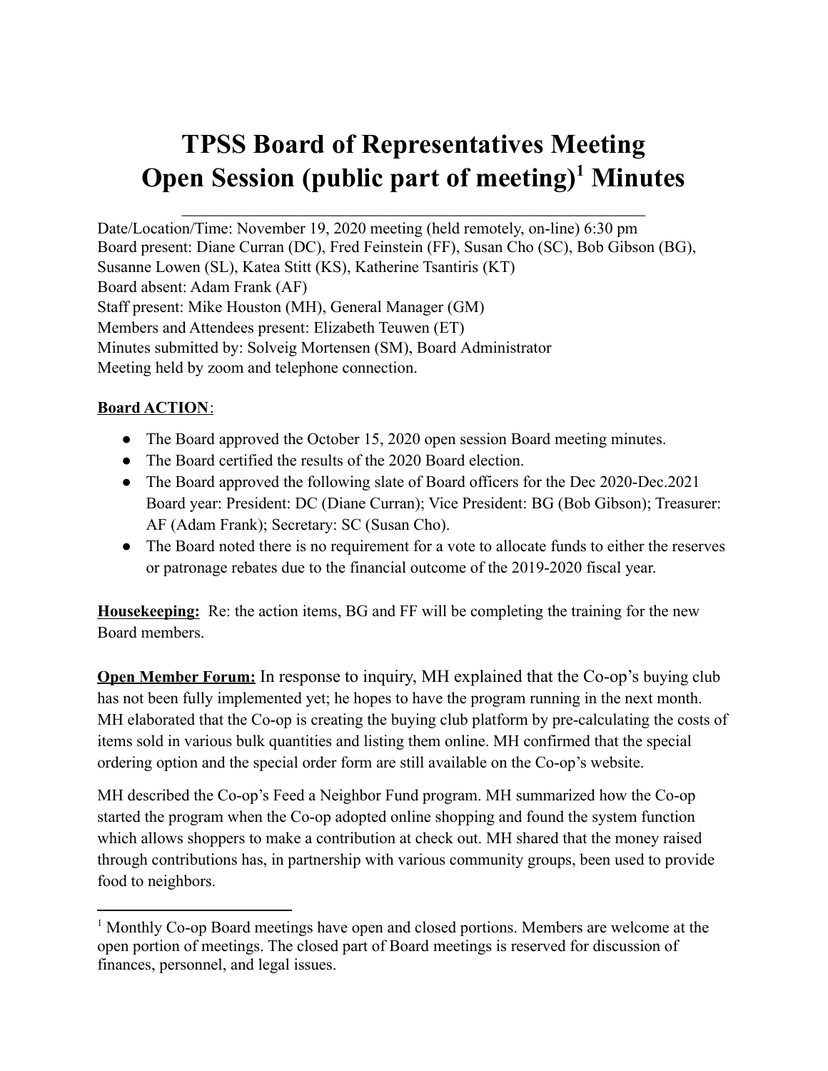# TPSS Board of Representatives Meeting Open Session (public part of meeting)[1] Minutes

Date/Location/Time: November 19, 2020 meeting (held remotely, on-line) 6:30 pm
Board present: Diane Curran (DC), Fred Feinstein (FF), Susan Cho (SC), Bob Gibson (BG), Susanne Lowen (SL), Katea Stitt (KS), Katherine Tsantiris (KT)
Board absent: Adam Frank (AF)
Staff present: Mike Houston (MH), General Manager (GM)
Members and Attendees present: Elizabeth Teuwen (ET)
Minutes submitted by: Solveig Mortensen (SM), Board Administrator
Meeting held by zoom and telephone connection.

**Board ACTION**:

- The Board approved the October 15, 2020 open session Board meeting minutes.
- The Board certified the results of the 2020 Board election.
- The Board approved the following slate of Board officers for the Dec 2020-Dec.2021 Board year: President: DC (Diane Curran); Vice President: BG (Bob Gibson); Treasurer: AF (Adam Frank); Secretary: SC (Susan Cho).
- The Board noted there is no requirement for a vote to allocate funds to either the reserves or patronage rebates due to the financial outcome of the 2019-2020 fiscal year.

**Housekeeping:** Re: the action items, BG and FF will be completing the training for the new Board members.

**Open Member Forum:** In response to inquiry, MH explained that the Co-op's buying club has not been fully implemented yet; he hopes to have the program running in the next month. MH elaborated that the Co-op is creating the buying club platform by pre-calculating the costs of items sold in various bulk quantities and listing them online. MH confirmed that the special ordering option and the special order form are still available on the Co-op's website.

MH described the Co-op's Feed a Neighbor Fund program. MH summarized how the Co-op started the program when the Co-op adopted online shopping and found the system function which allows shoppers to make a contribution at check out. MH shared that the money raised through contributions has, in partnership with various community groups, been used to provide food to neighbors.

[1] Monthly Co-op Board meetings have open and closed portions. Members are welcome at the open portion of meetings. The closed part of Board meetings is reserved for discussion of finances, personnel, and legal issues.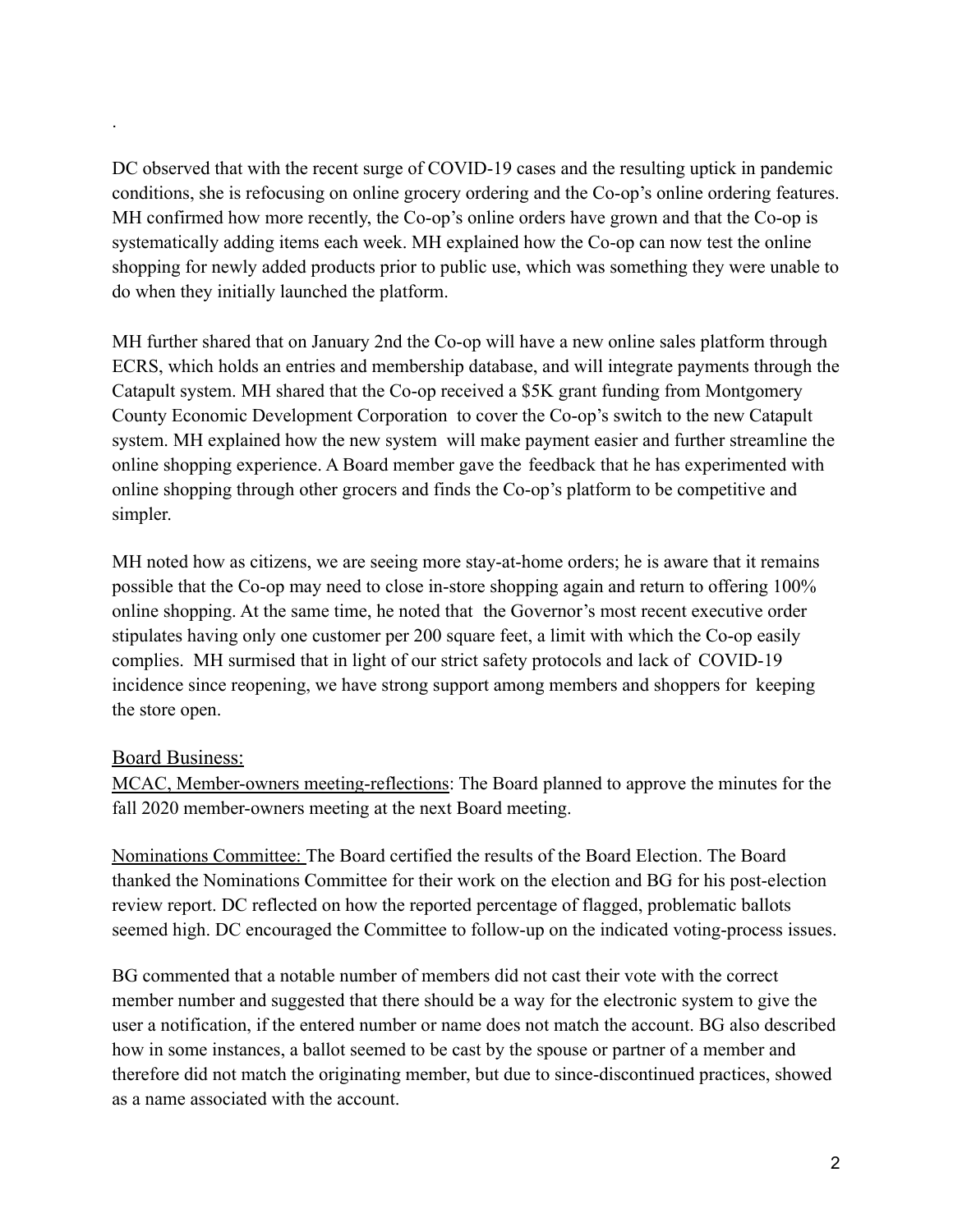.

DC observed that with the recent surge of COVID-19 cases and the resulting uptick in pandemic conditions, she is refocusing on online grocery ordering and the Co-op's online ordering features. MH confirmed how more recently, the Co-op's online orders have grown and that the Co-op is systematically adding items each week. MH explained how the Co-op can now test the online shopping for newly added products prior to public use, which was something they were unable to do when they initially launched the platform.

MH further shared that on January 2nd the Co-op will have a new online sales platform through ECRS, which holds an entries and membership database, and will integrate payments through the Catapult system. MH shared that the Co-op received a $5K grant funding from Montgomery County Economic Development Corporation to cover the Co-op's switch to the new Catapult system. MH explained how the new system will make payment easier and further streamline the online shopping experience. A Board member gave the feedback that he has experimented with online shopping through other grocers and finds the Co-op's platform to be competitive and simpler.

MH noted how as citizens, we are seeing more stay-at-home orders; he is aware that it remains possible that the Co-op may need to close in-store shopping again and return to offering 100% online shopping. At the same time, he noted that the Governor's most recent executive order stipulates having only one customer per 200 square feet, a limit with which the Co-op easily complies. MH surmised that in light of our strict safety protocols and lack of COVID-19 incidence since reopening, we have strong support among members and shoppers for keeping the store open.

## Board Business:

<u>MCAC, Member-owners meeting-reflections</u>: The Board planned to approve the minutes for the fall 2020 member-owners meeting at the next Board meeting.

<u>Nominations Committee:</u> The Board certified the results of the Board Election. The Board thanked the Nominations Committee for their work on the election and BG for his post-election review report. DC reflected on how the reported percentage of flagged, problematic ballots seemed high. DC encouraged the Committee to follow-up on the indicated voting-process issues.

BG commented that a notable number of members did not cast their vote with the correct member number and suggested that there should be a way for the electronic system to give the user a notification, if the entered number or name does not match the account. BG also described how in some instances, a ballot seemed to be cast by the spouse or partner of a member and therefore did not match the originating member, but due to since-discontinued practices, showed as a name associated with the account.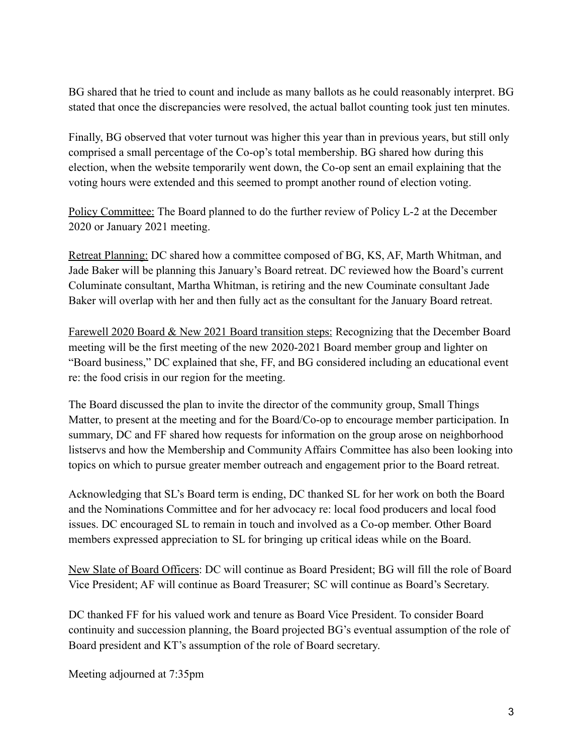BG shared that he tried to count and include as many ballots as he could reasonably interpret. BG stated that once the discrepancies were resolved, the actual ballot counting took just ten minutes.

Finally, BG observed that voter turnout was higher this year than in previous years, but still only comprised a small percentage of the Co-op's total membership. BG shared how during this election, when the website temporarily went down, the Co-op sent an email explaining that the voting hours were extended and this seemed to prompt another round of election voting.

<u>Policy Committee:</u> The Board planned to do the further review of Policy L-2 at the December 2020 or January 2021 meeting.

<u>Retreat Planning:</u> DC shared how a committee composed of BG, KS, AF, Marth Whitman, and Jade Baker will be planning this January's Board retreat. DC reviewed how the Board's current Columinate consultant, Martha Whitman, is retiring and the new Couminate consultant Jade Baker will overlap with her and then fully act as the consultant for the January Board retreat.

<u>Farewell 2020 Board & New 2021 Board transition steps:</u> Recognizing that the December Board meeting will be the first meeting of the new 2020-2021 Board member group and lighter on "Board business," DC explained that she, FF, and BG considered including an educational event re: the food crisis in our region for the meeting.

The Board discussed the plan to invite the director of the community group, Small Things Matter, to present at the meeting and for the Board/Co-op to encourage member participation. In summary, DC and FF shared how requests for information on the group arose on neighborhood listservs and how the Membership and Community Affairs Committee has also been looking into topics on which to pursue greater member outreach and engagement prior to the Board retreat.

Acknowledging that SL's Board term is ending, DC thanked SL for her work on both the Board and the Nominations Committee and for her advocacy re: local food producers and local food issues. DC encouraged SL to remain in touch and involved as a Co-op member. Other Board members expressed appreciation to SL for bringing up critical ideas while on the Board.

<u>New Slate of Board Officers</u>: DC will continue as Board President; BG will fill the role of Board Vice President; AF will continue as Board Treasurer; SC will continue as Board's Secretary.

DC thanked FF for his valued work and tenure as Board Vice President. To consider Board continuity and succession planning, the Board projected BG's eventual assumption of the role of Board president and KT's assumption of the role of Board secretary.

Meeting adjourned at 7:35pm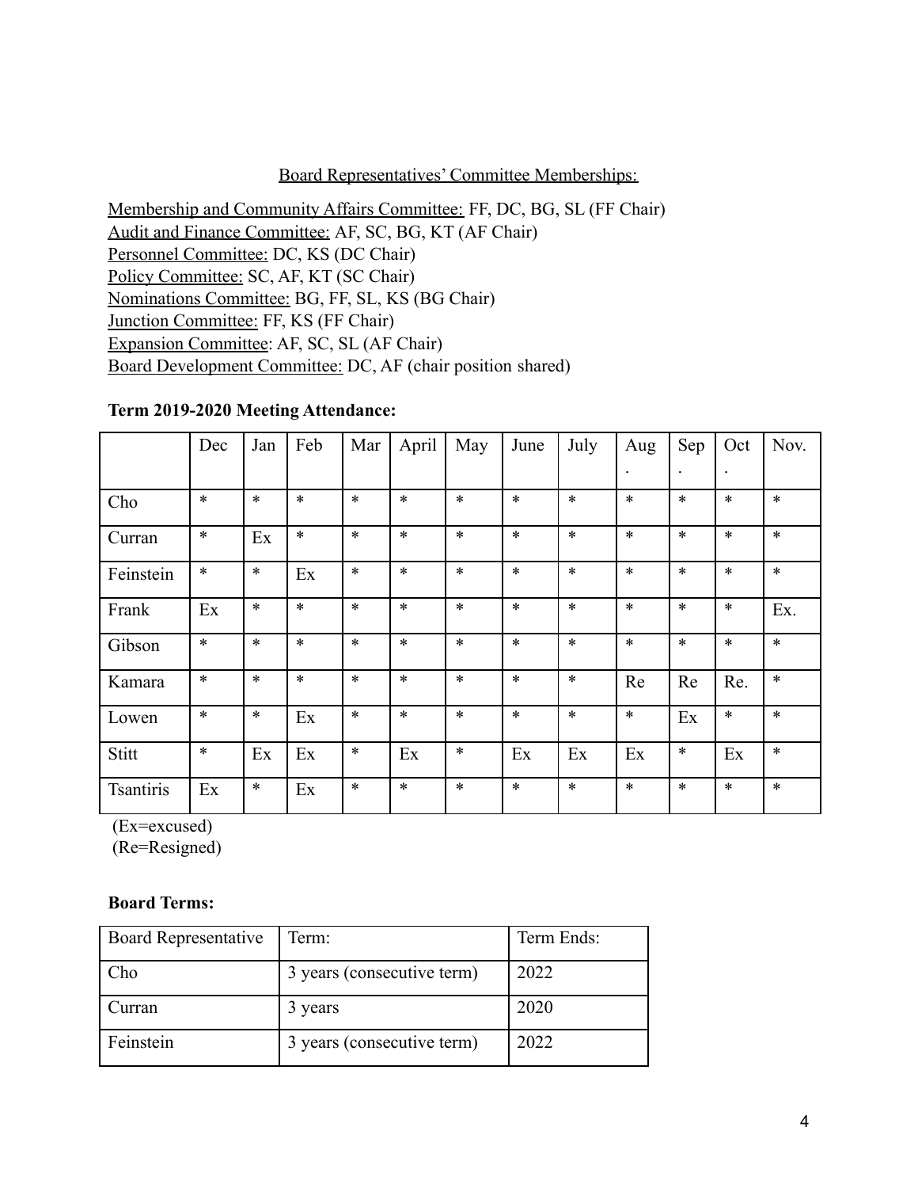<u>Board Representatives' Committee Memberships:</u>

<u>Membership and Community Affairs Committee:</u> FF, DC, BG, SL (FF Chair)
<u>Audit and Finance Committee:</u> AF, SC, BG, KT (AF Chair)
<u>Personnel Committee:</u> DC, KS (DC Chair)
<u>Policy Committee:</u> SC, AF, KT (SC Chair)
<u>Nominations Committee:</u> BG, FF, SL, KS (BG Chair)
<u>Junction Committee:</u> FF, KS (FF Chair)
<u>Expansion Committee</u>: AF, SC, SL (AF Chair)
<u>Board Development Committee:</u> DC, AF (chair position shared)

**Term 2019-2020 Meeting Attendance:**

| | Dec | Jan | Feb | Mar | April | May | June | July | Aug. | Sep. | Oct. | Nov. |
|---|---|---|---|---|---|---|---|---|---|---|---|---|
| Cho | * | * | * | * | * | * | * | * | * | * | * | * |
| Curran | * | Ex | * | * | * | * | * | * | * | * | * | * |
| Feinstein | * | * | Ex | * | * | * | * | * | * | * | * | * |
| Frank | Ex | * | * | * | * | * | * | * | * | * | * | Ex. |
| Gibson | * | * | * | * | * | * | * | * | * | * | * | * |
| Kamara | * | * | * | * | * | * | * | * | Re | Re | Re. | * |
| Lowen | * | * | Ex | * | * | * | * | * | * | Ex | * | * |
| Stitt | * | Ex | Ex | * | Ex | * | Ex | Ex | Ex | * | Ex | * |
| Tsantiris | Ex | * | Ex | * | * | * | * | * | * | * | * | * |

(Ex=excused)
(Re=Resigned)

**Board Terms:**

| Board Representative | Term: | Term Ends: |
|---|---|---|
| Cho | 3 years (consecutive term) | 2022 |
| Curran | 3 years | 2020 |
| Feinstein | 3 years (consecutive term) | 2022 |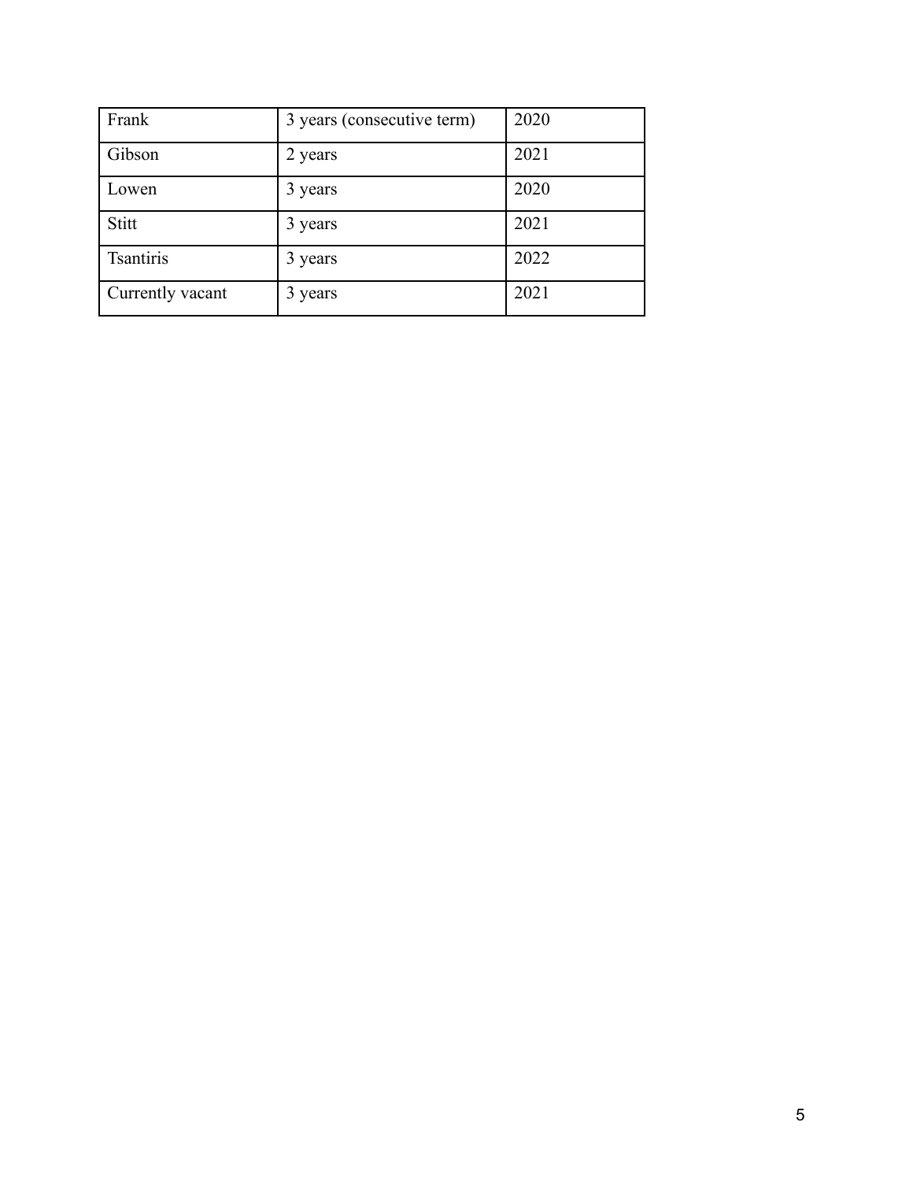| | | |
|---|---|---|
| Frank | 3 years (consecutive term) | 2020 |
| Gibson | 2 years | 2021 |
| Lowen | 3 years | 2020 |
| Stitt | 3 years | 2021 |
| Tsantiris | 3 years | 2022 |
| Currently vacant | 3 years | 2021 |